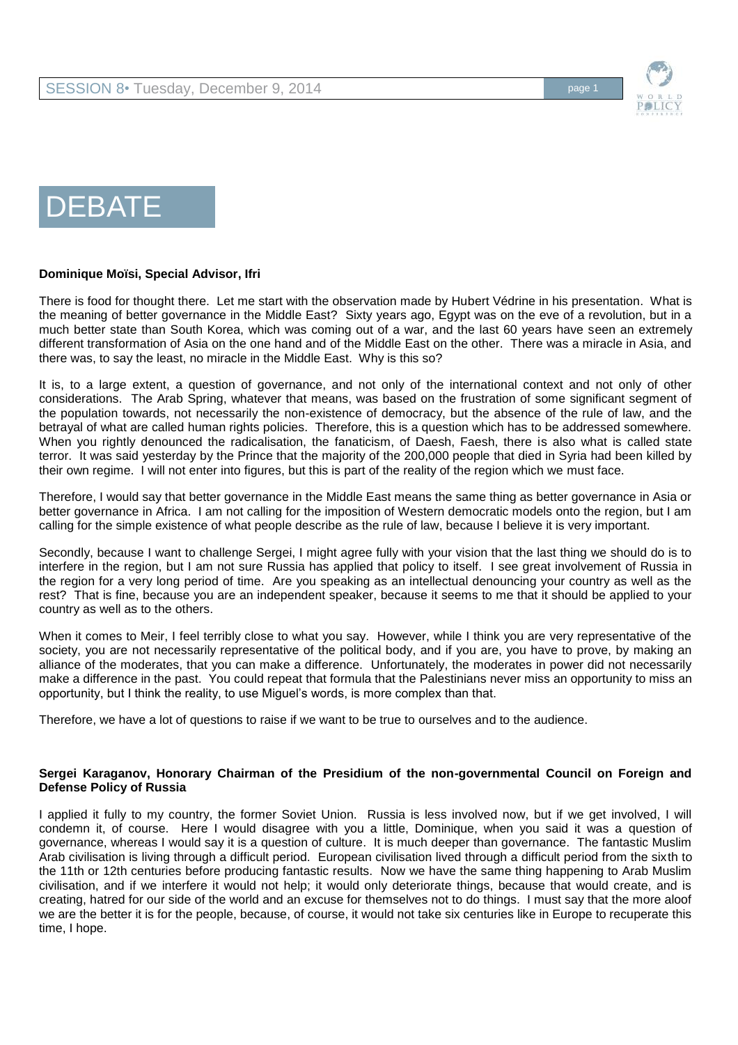# DEBATE

**Dominique Moïsi, Special Advisor, Ifri**

There is food for thought there. Let me start with the observation made by Hubert Védrine in his presentation. What is the meaning of better governance in the Middle East? Sixty years ago, Egypt was on the eve of a revolution, but in a much better state than South Korea, which was coming out of a war, and the last 60 years have seen an extremely different transformation of Asia on the one hand and of the Middle East on the other. There was a miracle in Asia, and there was, to say the least, no miracle in the Middle East. Why is this so?

It is, to a large extent, a question of governance, and not only of the international context and not only of other considerations. The Arab Spring, whatever that means, was based on the frustration of some significant segment of the population towards, not necessarily the non-existence of democracy, but the absence of the rule of law, and the betrayal of what are called human rights policies. Therefore, this is a question which has to be addressed somewhere. When you rightly denounced the radicalisation, the fanaticism, of Daesh, Faesh, there is also what is called state terror. It was said yesterday by the Prince that the majority of the 200,000 people that died in Syria had been killed by their own regime. I will not enter into figures, but this is part of the reality of the region which we must face.

Therefore, I would say that better governance in the Middle East means the same thing as better governance in Asia or better governance in Africa. I am not calling for the imposition of Western democratic models onto the region, but I am calling for the simple existence of what people describe as the rule of law, because I believe it is very important.

Secondly, because I want to challenge Sergei, I might agree fully with your vision that the last thing we should do is to interfere in the region, but I am not sure Russia has applied that policy to itself. I see great involvement of Russia in the region for a very long period of time. Are you speaking as an intellectual denouncing your country as well as the rest? That is fine, because you are an independent speaker, because it seems to me that it should be applied to your country as well as to the others.

When it comes to Meir, I feel terribly close to what you say. However, while I think you are very representative of the society, you are not necessarily representative of the political body, and if you are, you have to prove, by making an alliance of the moderates, that you can make a difference. Unfortunately, the moderates in power did not necessarily make a difference in the past. You could repeat that formula that the Palestinians never miss an opportunity to miss an opportunity, but I think the reality, to use Miguel's words, is more complex than that.

Therefore, we have a lot of questions to raise if we want to be true to ourselves and to the audience.

**Sergei Karaganov, Honorary Chairman of the Presidium of the non-governmental Council on Foreign and Defense Policy of Russia**

I applied it fully to my country, the former Soviet Union. Russia is less involved now, but if we get involved, I will condemn it, of course. Here I would disagree with you a little, Dominique, when you said it was a question of governance, whereas I would say it is a question of culture. It is much deeper than governance. The fantastic Muslim Arab civilisation is living through a difficult period. European civilisation lived through a difficult period from the sixth to the 11th or 12th centuries before producing fantastic results. Now we have the same thing happening to Arab Muslim civilisation, and if we interfere it would not help; it would only deteriorate things, because that would create, and is creating, hatred for our side of the world and an excuse for themselves not to do things. I must say that the more aloof we are the better it is for the people, because, of course, it would not take six centuries like in Europe to recuperate this time, I hope.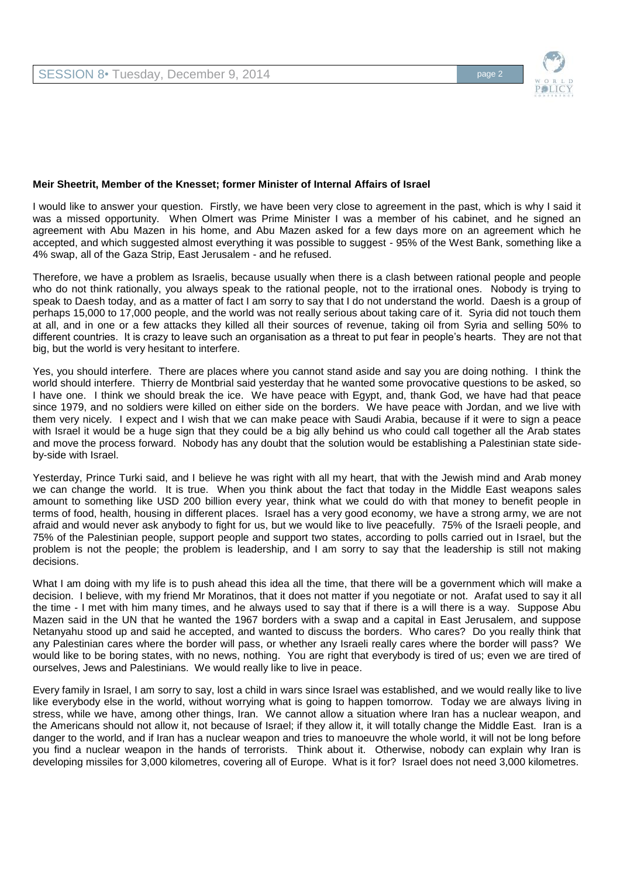**Meir Sheetrit, Member of the Knesset; former Minister of Internal Affairs of Israel**

I would like to answer your question. Firstly, we have been very close to agreement in the past, which is why I said it was a missed opportunity. When Olmert was Prime Minister I was a member of his cabinet, and he signed an agreement with Abu Mazen in his home, and Abu Mazen asked for a few days more on an agreement which he accepted, and which suggested almost everything it was possible to suggest - 95% of the West Bank, something like a 4% swap, all of the Gaza Strip, East Jerusalem - and he refused.

Therefore, we have a problem as Israelis, because usually when there is a clash between rational people and people who do not think rationally, you always speak to the rational people, not to the irrational ones. Nobody is trying to speak to Daesh today, and as a matter of fact I am sorry to say that I do not understand the world. Daesh is a group of perhaps 15,000 to 17,000 people, and the world was not really serious about taking care of it. Syria did not touch them at all, and in one or a few attacks they killed all their sources of revenue, taking oil from Syria and selling 50% to different countries. It is crazy to leave such an organisation as a threat to put fear in people's hearts. They are not that big, but the world is very hesitant to interfere.

Yes, you should interfere. There are places where you cannot stand aside and say you are doing nothing. I think the world should interfere. Thierry de Montbrial said yesterday that he wanted some provocative questions to be asked, so I have one. I think we should break the ice. We have peace with Egypt, and, thank God, we have had that peace since 1979, and no soldiers were killed on either side on the borders. We have peace with Jordan, and we live with them very nicely. I expect and I wish that we can make peace with Saudi Arabia, because if it were to sign a peace with Israel it would be a huge sign that they could be a big ally behind us who could call together all the Arab states and move the process forward. Nobody has any doubt that the solution would be establishing a Palestinian state side-by-side with Israel.

Yesterday, Prince Turki said, and I believe he was right with all my heart, that with the Jewish mind and Arab money we can change the world. It is true. When you think about the fact that today in the Middle East weapons sales amount to something like USD 200 billion every year, think what we could do with that money to benefit people in terms of food, health, housing in different places. Israel has a very good economy, we have a strong army, we are not afraid and would never ask anybody to fight for us, but we would like to live peacefully. 75% of the Israeli people, and 75% of the Palestinian people, support people and support two states, according to polls carried out in Israel, but the problem is not the people; the problem is leadership, and I am sorry to say that the leadership is still not making decisions.

What I am doing with my life is to push ahead this idea all the time, that there will be a government which will make a decision. I believe, with my friend Mr Moratinos, that it does not matter if you negotiate or not. Arafat used to say it all the time - I met with him many times, and he always used to say that if there is a will there is a way. Suppose Abu Mazen said in the UN that he wanted the 1967 borders with a swap and a capital in East Jerusalem, and suppose Netanyahu stood up and said he accepted, and wanted to discuss the borders. Who cares? Do you really think that any Palestinian cares where the border will pass, or whether any Israeli really cares where the border will pass? We would like to be boring states, with no news, nothing. You are right that everybody is tired of us; even we are tired of ourselves, Jews and Palestinians. We would really like to live in peace.

Every family in Israel, I am sorry to say, lost a child in wars since Israel was established, and we would really like to live like everybody else in the world, without worrying what is going to happen tomorrow. Today we are always living in stress, while we have, among other things, Iran. We cannot allow a situation where Iran has a nuclear weapon, and the Americans should not allow it, not because of Israel; if they allow it, it will totally change the Middle East. Iran is a danger to the world, and if Iran has a nuclear weapon and tries to manoeuvre the whole world, it will not be long before you find a nuclear weapon in the hands of terrorists. Think about it. Otherwise, nobody can explain why Iran is developing missiles for 3,000 kilometres, covering all of Europe. What is it for? Israel does not need 3,000 kilometres.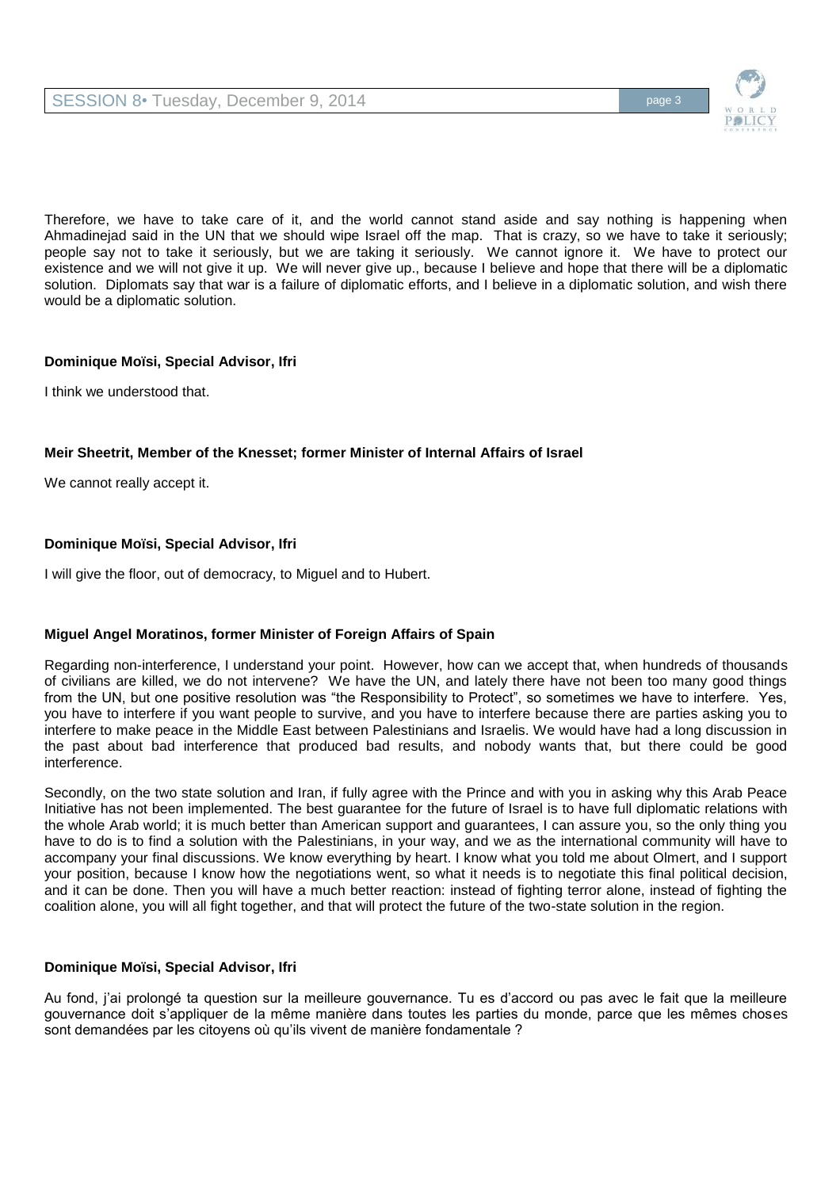Therefore, we have to take care of it, and the world cannot stand aside and say nothing is happening when Ahmadinejad said in the UN that we should wipe Israel off the map. That is crazy, so we have to take it seriously; people say not to take it seriously, but we are taking it seriously. We cannot ignore it. We have to protect our existence and we will not give it up. We will never give up., because I believe and hope that there will be a diplomatic solution. Diplomats say that war is a failure of diplomatic efforts, and I believe in a diplomatic solution, and wish there would be a diplomatic solution.

**Dominique Moïsi, Special Advisor, Ifri**

I think we understood that.

**Meir Sheetrit, Member of the Knesset; former Minister of Internal Affairs of Israel**

We cannot really accept it.

**Dominique Moïsi, Special Advisor, Ifri**

I will give the floor, out of democracy, to Miguel and to Hubert.

**Miguel Angel Moratinos, former Minister of Foreign Affairs of Spain**

Regarding non-interference, I understand your point. However, how can we accept that, when hundreds of thousands of civilians are killed, we do not intervene? We have the UN, and lately there have not been too many good things from the UN, but one positive resolution was "the Responsibility to Protect", so sometimes we have to interfere. Yes, you have to interfere if you want people to survive, and you have to interfere because there are parties asking you to interfere to make peace in the Middle East between Palestinians and Israelis. We would have had a long discussion in the past about bad interference that produced bad results, and nobody wants that, but there could be good interference.

Secondly, on the two state solution and Iran, if fully agree with the Prince and with you in asking why this Arab Peace Initiative has not been implemented. The best guarantee for the future of Israel is to have full diplomatic relations with the whole Arab world; it is much better than American support and guarantees, I can assure you, so the only thing you have to do is to find a solution with the Palestinians, in your way, and we as the international community will have to accompany your final discussions. We know everything by heart. I know what you told me about Olmert, and I support your position, because I know how the negotiations went, so what it needs is to negotiate this final political decision, and it can be done. Then you will have a much better reaction: instead of fighting terror alone, instead of fighting the coalition alone, you will all fight together, and that will protect the future of the two-state solution in the region.

**Dominique Moïsi, Special Advisor, Ifri**

Au fond, j'ai prolongé ta question sur la meilleure gouvernance. Tu es d'accord ou pas avec le fait que la meilleure gouvernance doit s'appliquer de la même manière dans toutes les parties du monde, parce que les mêmes choses sont demandées par les citoyens où qu'ils vivent de manière fondamentale ?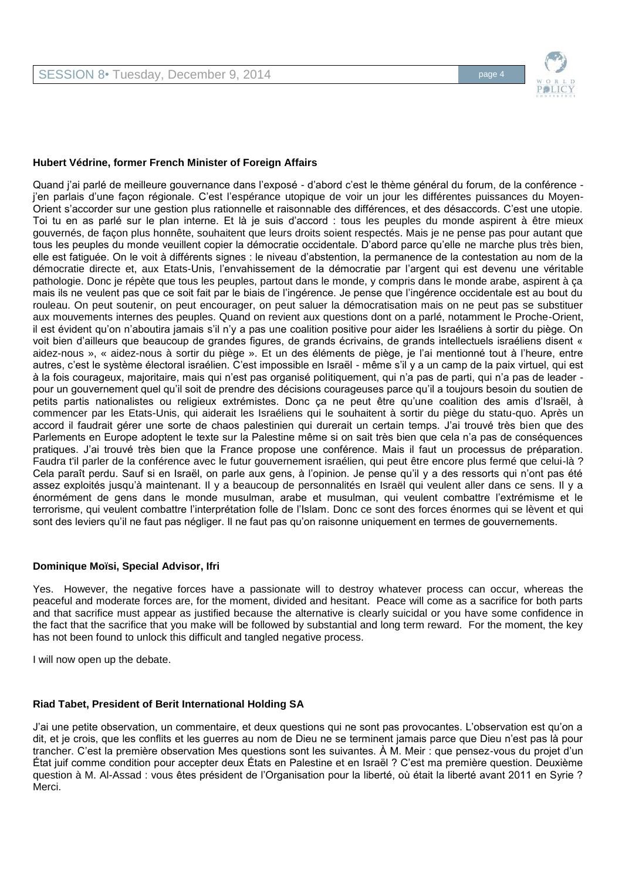**Hubert Védrine, former French Minister of Foreign Affairs**

Quand j'ai parlé de meilleure gouvernance dans l'exposé - d'abord c'est le thème général du forum, de la conférence - j'en parlais d'une façon régionale. C'est l'espérance utopique de voir un jour les différentes puissances du Moyen-Orient s'accorder sur une gestion plus rationnelle et raisonnable des différences, et des désaccords. C'est une utopie. Toi tu en as parlé sur le plan interne. Et là je suis d'accord : tous les peuples du monde aspirent à être mieux gouvernés, de façon plus honnête, souhaitent que leurs droits soient respectés. Mais je ne pense pas pour autant que tous les peuples du monde veuillent copier la démocratie occidentale. D'abord parce qu'elle ne marche plus très bien, elle est fatiguée. On le voit à différents signes : le niveau d'abstention, la permanence de la contestation au nom de la démocratie directe et, aux Etats-Unis, l'envahissement de la démocratie par l'argent qui est devenu une véritable pathologie. Donc je répète que tous les peuples, partout dans le monde, y compris dans le monde arabe, aspirent à ça mais ils ne veulent pas que ce soit fait par le biais de l'ingérence. Je pense que l'ingérence occidentale est au bout du rouleau. On peut soutenir, on peut encourager, on peut saluer la démocratisation mais on ne peut pas se substituer aux mouvements internes des peuples. Quand on revient aux questions dont on a parlé, notamment le Proche-Orient, il est évident qu'on n'aboutira jamais s'il n'y a pas une coalition positive pour aider les Israéliens à sortir du piège. On voit bien d'ailleurs que beaucoup de grandes figures, de grands écrivains, de grands intellectuels israéliens disent « aidez-nous », « aidez-nous à sortir du piège ». Et un des éléments de piège, je l'ai mentionné tout à l'heure, entre autres, c'est le système électoral israélien. C'est impossible en Israël - même s'il y a un camp de la paix virtuel, qui est à la fois courageux, majoritaire, mais qui n'est pas organisé politiquement, qui n'a pas de parti, qui n'a pas de leader - pour un gouvernement quel qu'il soit de prendre des décisions courageuses parce qu'il a toujours besoin du soutien de petits partis nationalistes ou religieux extrémistes. Donc ça ne peut être qu'une coalition des amis d'Israël, à commencer par les Etats-Unis, qui aiderait les Israéliens qui le souhaitent à sortir du piège du statu-quo. Après un accord il faudrait gérer une sorte de chaos palestinien qui durerait un certain temps. J'ai trouvé très bien que des Parlements en Europe adoptent le texte sur la Palestine même si on sait très bien que cela n'a pas de conséquences pratiques. J'ai trouvé très bien que la France propose une conférence. Mais il faut un processus de préparation. Faudra t'il parler de la conférence avec le futur gouvernement israélien, qui peut être encore plus fermé que celui-là ? Cela paraît perdu. Sauf si en Israël, on parle aux gens, à l'opinion. Je pense qu'il y a des ressorts qui n'ont pas été assez exploités jusqu'à maintenant. Il y a beaucoup de personnalités en Israël qui veulent aller dans ce sens. Il y a énormément de gens dans le monde musulman, arabe et musulman, qui veulent combattre l'extrémisme et le terrorisme, qui veulent combattre l'interprétation folle de l'Islam. Donc ce sont des forces énormes qui se lèvent et qui sont des leviers qu'il ne faut pas négliger. Il ne faut pas qu'on raisonne uniquement en termes de gouvernements.

**Dominique Moïsi, Special Advisor, Ifri**

Yes. However, the negative forces have a passionate will to destroy whatever process can occur, whereas the peaceful and moderate forces are, for the moment, divided and hesitant. Peace will come as a sacrifice for both parts and that sacrifice must appear as justified because the alternative is clearly suicidal or you have some confidence in the fact that the sacrifice that you make will be followed by substantial and long term reward. For the moment, the key has not been found to unlock this difficult and tangled negative process.

I will now open up the debate.

**Riad Tabet, President of Berit International Holding SA**

J'ai une petite observation, un commentaire, et deux questions qui ne sont pas provocantes. L'observation est qu'on a dit, et je crois, que les conflits et les guerres au nom de Dieu ne se terminent jamais parce que Dieu n'est pas là pour trancher. C'est la première observation Mes questions sont les suivantes. À M. Meir : que pensez-vous du projet d'un État juif comme condition pour accepter deux États en Palestine et en Israël ? C'est ma première question. Deuxième question à M. Al-Assad : vous êtes président de l'Organisation pour la liberté, où était la liberté avant 2011 en Syrie ? Merci.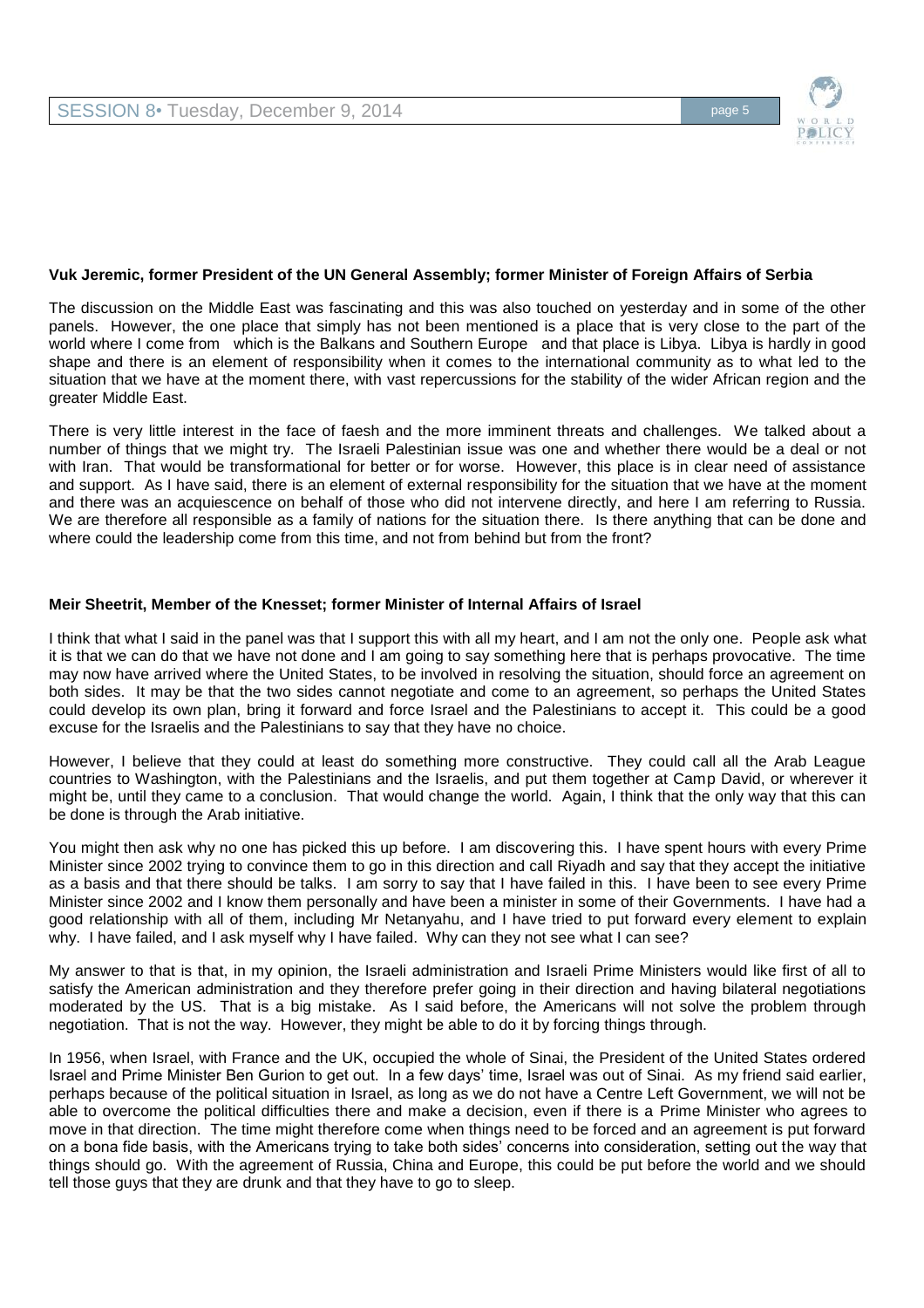**Vuk Jeremic, former President of the UN General Assembly; former Minister of Foreign Affairs of Serbia**

The discussion on the Middle East was fascinating and this was also touched on yesterday and in some of the other panels. However, the one place that simply has not been mentioned is a place that is very close to the part of the world where I come from which is the Balkans and Southern Europe and that place is Libya. Libya is hardly in good shape and there is an element of responsibility when it comes to the international community as to what led to the situation that we have at the moment there, with vast repercussions for the stability of the wider African region and the greater Middle East.

There is very little interest in the face of faesh and the more imminent threats and challenges. We talked about a number of things that we might try. The Israeli Palestinian issue was one and whether there would be a deal or not with Iran. That would be transformational for better or for worse. However, this place is in clear need of assistance and support. As I have said, there is an element of external responsibility for the situation that we have at the moment and there was an acquiescence on behalf of those who did not intervene directly, and here I am referring to Russia. We are therefore all responsible as a family of nations for the situation there. Is there anything that can be done and where could the leadership come from this time, and not from behind but from the front?

**Meir Sheetrit, Member of the Knesset; former Minister of Internal Affairs of Israel**

I think that what I said in the panel was that I support this with all my heart, and I am not the only one. People ask what it is that we can do that we have not done and I am going to say something here that is perhaps provocative. The time may now have arrived where the United States, to be involved in resolving the situation, should force an agreement on both sides. It may be that the two sides cannot negotiate and come to an agreement, so perhaps the United States could develop its own plan, bring it forward and force Israel and the Palestinians to accept it. This could be a good excuse for the Israelis and the Palestinians to say that they have no choice.

However, I believe that they could at least do something more constructive. They could call all the Arab League countries to Washington, with the Palestinians and the Israelis, and put them together at Camp David, or wherever it might be, until they came to a conclusion. That would change the world. Again, I think that the only way that this can be done is through the Arab initiative.

You might then ask why no one has picked this up before. I am discovering this. I have spent hours with every Prime Minister since 2002 trying to convince them to go in this direction and call Riyadh and say that they accept the initiative as a basis and that there should be talks. I am sorry to say that I have failed in this. I have been to see every Prime Minister since 2002 and I know them personally and have been a minister in some of their Governments. I have had a good relationship with all of them, including Mr Netanyahu, and I have tried to put forward every element to explain why. I have failed, and I ask myself why I have failed. Why can they not see what I can see?

My answer to that is that, in my opinion, the Israeli administration and Israeli Prime Ministers would like first of all to satisfy the American administration and they therefore prefer going in their direction and having bilateral negotiations moderated by the US. That is a big mistake. As I said before, the Americans will not solve the problem through negotiation. That is not the way. However, they might be able to do it by forcing things through.

In 1956, when Israel, with France and the UK, occupied the whole of Sinai, the President of the United States ordered Israel and Prime Minister Ben Gurion to get out. In a few days' time, Israel was out of Sinai. As my friend said earlier, perhaps because of the political situation in Israel, as long as we do not have a Centre Left Government, we will not be able to overcome the political difficulties there and make a decision, even if there is a Prime Minister who agrees to move in that direction. The time might therefore come when things need to be forced and an agreement is put forward on a bona fide basis, with the Americans trying to take both sides' concerns into consideration, setting out the way that things should go. With the agreement of Russia, China and Europe, this could be put before the world and we should tell those guys that they are drunk and that they have to go to sleep.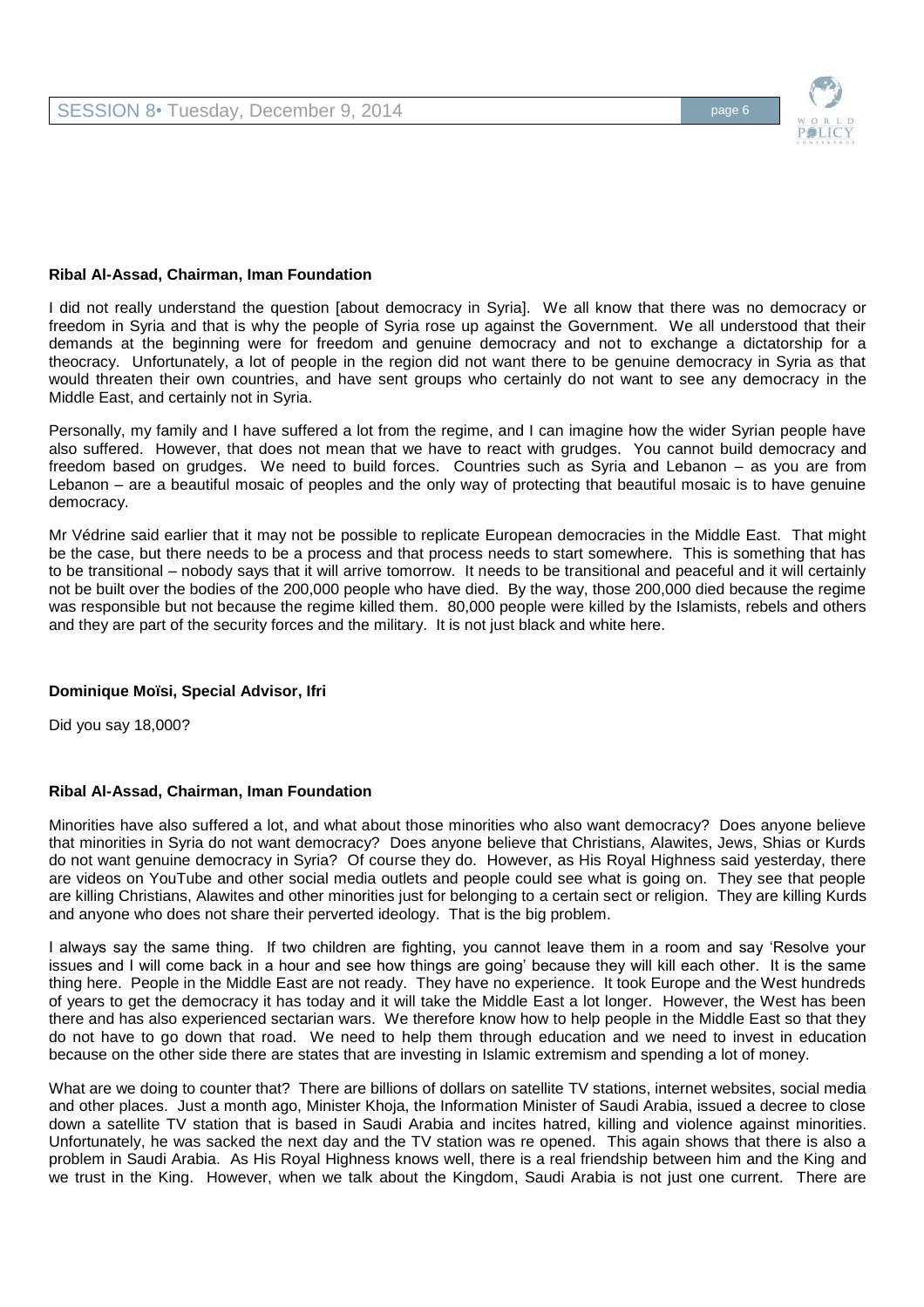**Ribal Al-Assad, Chairman, Iman Foundation**

I did not really understand the question [about democracy in Syria]. We all know that there was no democracy or freedom in Syria and that is why the people of Syria rose up against the Government. We all understood that their demands at the beginning were for freedom and genuine democracy and not to exchange a dictatorship for a theocracy. Unfortunately, a lot of people in the region did not want there to be genuine democracy in Syria as that would threaten their own countries, and have sent groups who certainly do not want to see any democracy in the Middle East, and certainly not in Syria.

Personally, my family and I have suffered a lot from the regime, and I can imagine how the wider Syrian people have also suffered. However, that does not mean that we have to react with grudges. You cannot build democracy and freedom based on grudges. We need to build forces. Countries such as Syria and Lebanon – as you are from Lebanon – are a beautiful mosaic of peoples and the only way of protecting that beautiful mosaic is to have genuine democracy.

Mr Védrine said earlier that it may not be possible to replicate European democracies in the Middle East. That might be the case, but there needs to be a process and that process needs to start somewhere. This is something that has to be transitional – nobody says that it will arrive tomorrow. It needs to be transitional and peaceful and it will certainly not be built over the bodies of the 200,000 people who have died. By the way, those 200,000 died because the regime was responsible but not because the regime killed them. 80,000 people were killed by the Islamists, rebels and others and they are part of the security forces and the military. It is not just black and white here.

**Dominique Moïsi, Special Advisor, Ifri**

Did you say 18,000?

**Ribal Al-Assad, Chairman, Iman Foundation**

Minorities have also suffered a lot, and what about those minorities who also want democracy? Does anyone believe that minorities in Syria do not want democracy? Does anyone believe that Christians, Alawites, Jews, Shias or Kurds do not want genuine democracy in Syria? Of course they do. However, as His Royal Highness said yesterday, there are videos on YouTube and other social media outlets and people could see what is going on. They see that people are killing Christians, Alawites and other minorities just for belonging to a certain sect or religion. They are killing Kurds and anyone who does not share their perverted ideology. That is the big problem.

I always say the same thing. If two children are fighting, you cannot leave them in a room and say 'Resolve your issues and I will come back in a hour and see how things are going' because they will kill each other. It is the same thing here. People in the Middle East are not ready. They have no experience. It took Europe and the West hundreds of years to get the democracy it has today and it will take the Middle East a lot longer. However, the West has been there and has also experienced sectarian wars. We therefore know how to help people in the Middle East so that they do not have to go down that road. We need to help them through education and we need to invest in education because on the other side there are states that are investing in Islamic extremism and spending a lot of money.

What are we doing to counter that? There are billions of dollars on satellite TV stations, internet websites, social media and other places. Just a month ago, Minister Khoja, the Information Minister of Saudi Arabia, issued a decree to close down a satellite TV station that is based in Saudi Arabia and incites hatred, killing and violence against minorities. Unfortunately, he was sacked the next day and the TV station was re opened. This again shows that there is also a problem in Saudi Arabia. As His Royal Highness knows well, there is a real friendship between him and the King and we trust in the King. However, when we talk about the Kingdom, Saudi Arabia is not just one current. There are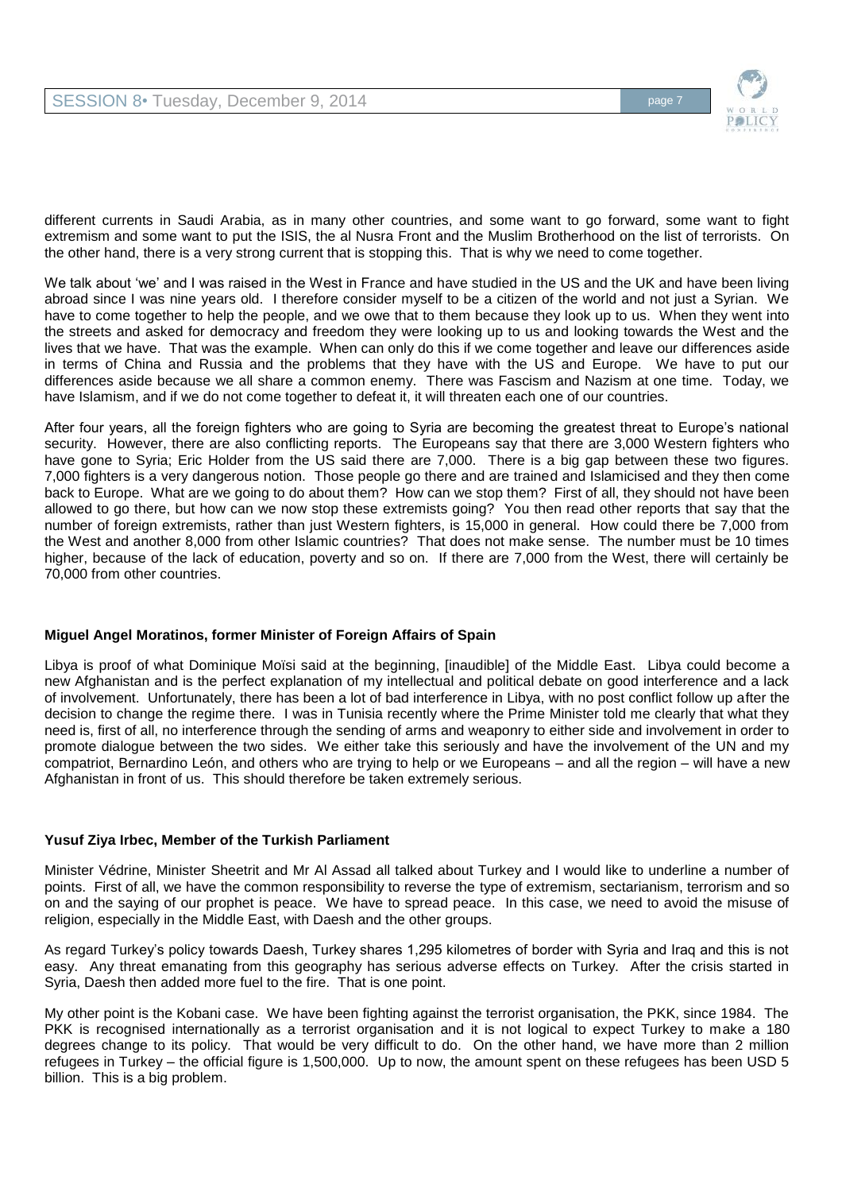different currents in Saudi Arabia, as in many other countries, and some want to go forward, some want to fight extremism and some want to put the ISIS, the al Nusra Front and the Muslim Brotherhood on the list of terrorists. On the other hand, there is a very strong current that is stopping this. That is why we need to come together.

We talk about 'we' and I was raised in the West in France and have studied in the US and the UK and have been living abroad since I was nine years old. I therefore consider myself to be a citizen of the world and not just a Syrian. We have to come together to help the people, and we owe that to them because they look up to us. When they went into the streets and asked for democracy and freedom they were looking up to us and looking towards the West and the lives that we have. That was the example. When can only do this if we come together and leave our differences aside in terms of China and Russia and the problems that they have with the US and Europe. We have to put our differences aside because we all share a common enemy. There was Fascism and Nazism at one time. Today, we have Islamism, and if we do not come together to defeat it, it will threaten each one of our countries.

After four years, all the foreign fighters who are going to Syria are becoming the greatest threat to Europe's national security. However, there are also conflicting reports. The Europeans say that there are 3,000 Western fighters who have gone to Syria; Eric Holder from the US said there are 7,000. There is a big gap between these two figures. 7,000 fighters is a very dangerous notion. Those people go there and are trained and Islamicised and they then come back to Europe. What are we going to do about them? How can we stop them? First of all, they should not have been allowed to go there, but how can we now stop these extremists going? You then read other reports that say that the number of foreign extremists, rather than just Western fighters, is 15,000 in general. How could there be 7,000 from the West and another 8,000 from other Islamic countries? That does not make sense. The number must be 10 times higher, because of the lack of education, poverty and so on. If there are 7,000 from the West, there will certainly be 70,000 from other countries.

**Miguel Angel Moratinos, former Minister of Foreign Affairs of Spain**

Libya is proof of what Dominique Moïsi said at the beginning, [inaudible] of the Middle East. Libya could become a new Afghanistan and is the perfect explanation of my intellectual and political debate on good interference and a lack of involvement. Unfortunately, there has been a lot of bad interference in Libya, with no post conflict follow up after the decision to change the regime there. I was in Tunisia recently where the Prime Minister told me clearly that what they need is, first of all, no interference through the sending of arms and weaponry to either side and involvement in order to promote dialogue between the two sides. We either take this seriously and have the involvement of the UN and my compatriot, Bernardino León, and others who are trying to help or we Europeans – and all the region – will have a new Afghanistan in front of us. This should therefore be taken extremely serious.

**Yusuf Ziya Irbec, Member of the Turkish Parliament**

Minister Védrine, Minister Sheetrit and Mr Al Assad all talked about Turkey and I would like to underline a number of points. First of all, we have the common responsibility to reverse the type of extremism, sectarianism, terrorism and so on and the saying of our prophet is peace. We have to spread peace. In this case, we need to avoid the misuse of religion, especially in the Middle East, with Daesh and the other groups.

As regard Turkey's policy towards Daesh, Turkey shares 1,295 kilometres of border with Syria and Iraq and this is not easy. Any threat emanating from this geography has serious adverse effects on Turkey. After the crisis started in Syria, Daesh then added more fuel to the fire. That is one point.

My other point is the Kobani case. We have been fighting against the terrorist organisation, the PKK, since 1984. The PKK is recognised internationally as a terrorist organisation and it is not logical to expect Turkey to make a 180 degrees change to its policy. That would be very difficult to do. On the other hand, we have more than 2 million refugees in Turkey – the official figure is 1,500,000. Up to now, the amount spent on these refugees has been USD 5 billion. This is a big problem.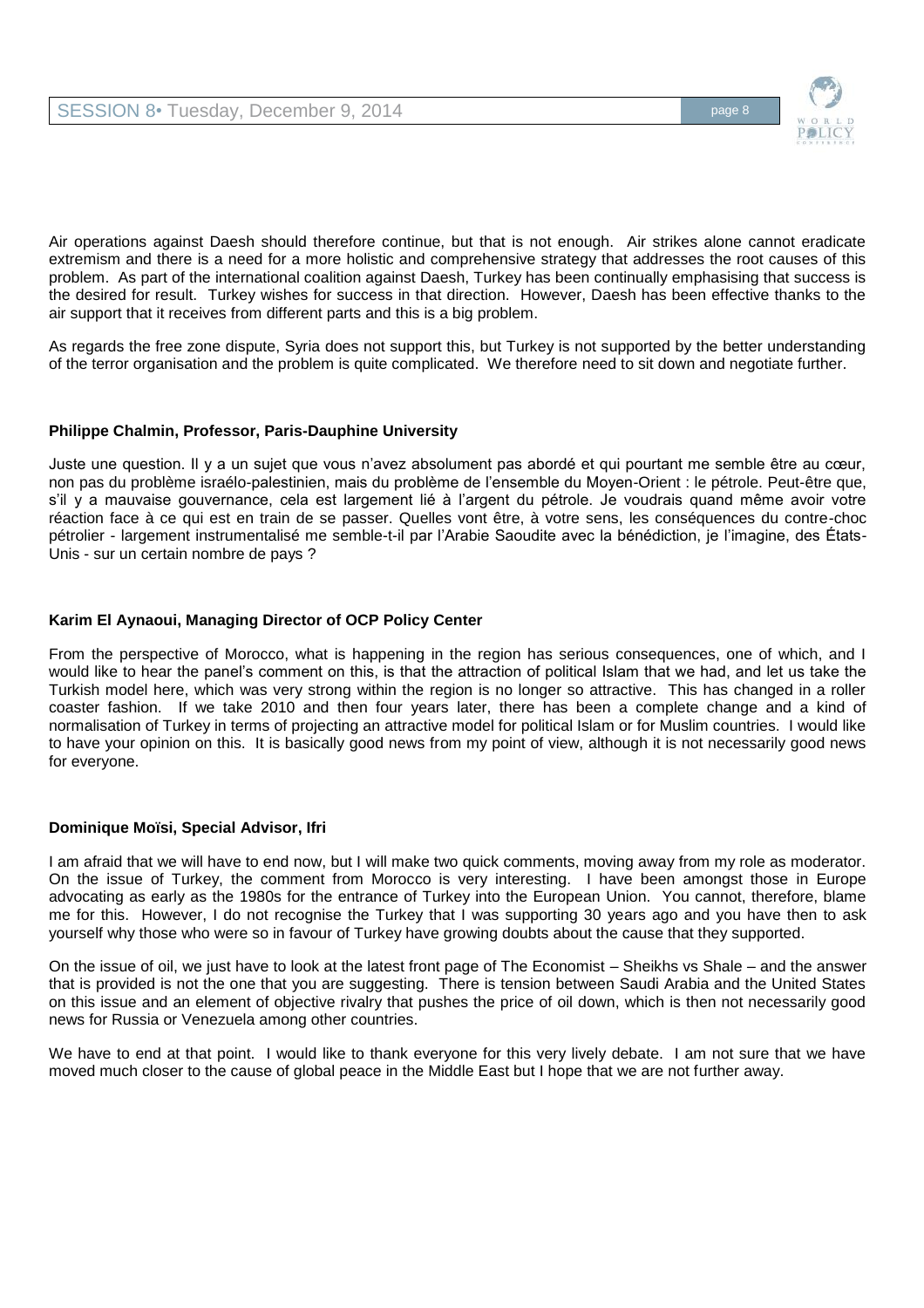Air operations against Daesh should therefore continue, but that is not enough. Air strikes alone cannot eradicate extremism and there is a need for a more holistic and comprehensive strategy that addresses the root causes of this problem. As part of the international coalition against Daesh, Turkey has been continually emphasising that success is the desired for result. Turkey wishes for success in that direction. However, Daesh has been effective thanks to the air support that it receives from different parts and this is a big problem.

As regards the free zone dispute, Syria does not support this, but Turkey is not supported by the better understanding of the terror organisation and the problem is quite complicated. We therefore need to sit down and negotiate further.

**Philippe Chalmin, Professor, Paris-Dauphine University**

Juste une question. Il y a un sujet que vous n'avez absolument pas abordé et qui pourtant me semble être au cœur, non pas du problème israélo-palestinien, mais du problème de l'ensemble du Moyen-Orient : le pétrole. Peut-être que, s'il y a mauvaise gouvernance, cela est largement lié à l'argent du pétrole. Je voudrais quand même avoir votre réaction face à ce qui est en train de se passer. Quelles vont être, à votre sens, les conséquences du contre-choc pétrolier - largement instrumentalisé me semble-t-il par l'Arabie Saoudite avec la bénédiction, je l'imagine, des États-Unis - sur un certain nombre de pays ?

**Karim El Aynaoui, Managing Director of OCP Policy Center**

From the perspective of Morocco, what is happening in the region has serious consequences, one of which, and I would like to hear the panel's comment on this, is that the attraction of political Islam that we had, and let us take the Turkish model here, which was very strong within the region is no longer so attractive. This has changed in a roller coaster fashion. If we take 2010 and then four years later, there has been a complete change and a kind of normalisation of Turkey in terms of projecting an attractive model for political Islam or for Muslim countries. I would like to have your opinion on this. It is basically good news from my point of view, although it is not necessarily good news for everyone.

**Dominique Moïsi, Special Advisor, Ifri**

I am afraid that we will have to end now, but I will make two quick comments, moving away from my role as moderator. On the issue of Turkey, the comment from Morocco is very interesting. I have been amongst those in Europe advocating as early as the 1980s for the entrance of Turkey into the European Union. You cannot, therefore, blame me for this. However, I do not recognise the Turkey that I was supporting 30 years ago and you have then to ask yourself why those who were so in favour of Turkey have growing doubts about the cause that they supported.

On the issue of oil, we just have to look at the latest front page of The Economist – Sheikhs vs Shale – and the answer that is provided is not the one that you are suggesting. There is tension between Saudi Arabia and the United States on this issue and an element of objective rivalry that pushes the price of oil down, which is then not necessarily good news for Russia or Venezuela among other countries.

We have to end at that point. I would like to thank everyone for this very lively debate. I am not sure that we have moved much closer to the cause of global peace in the Middle East but I hope that we are not further away.